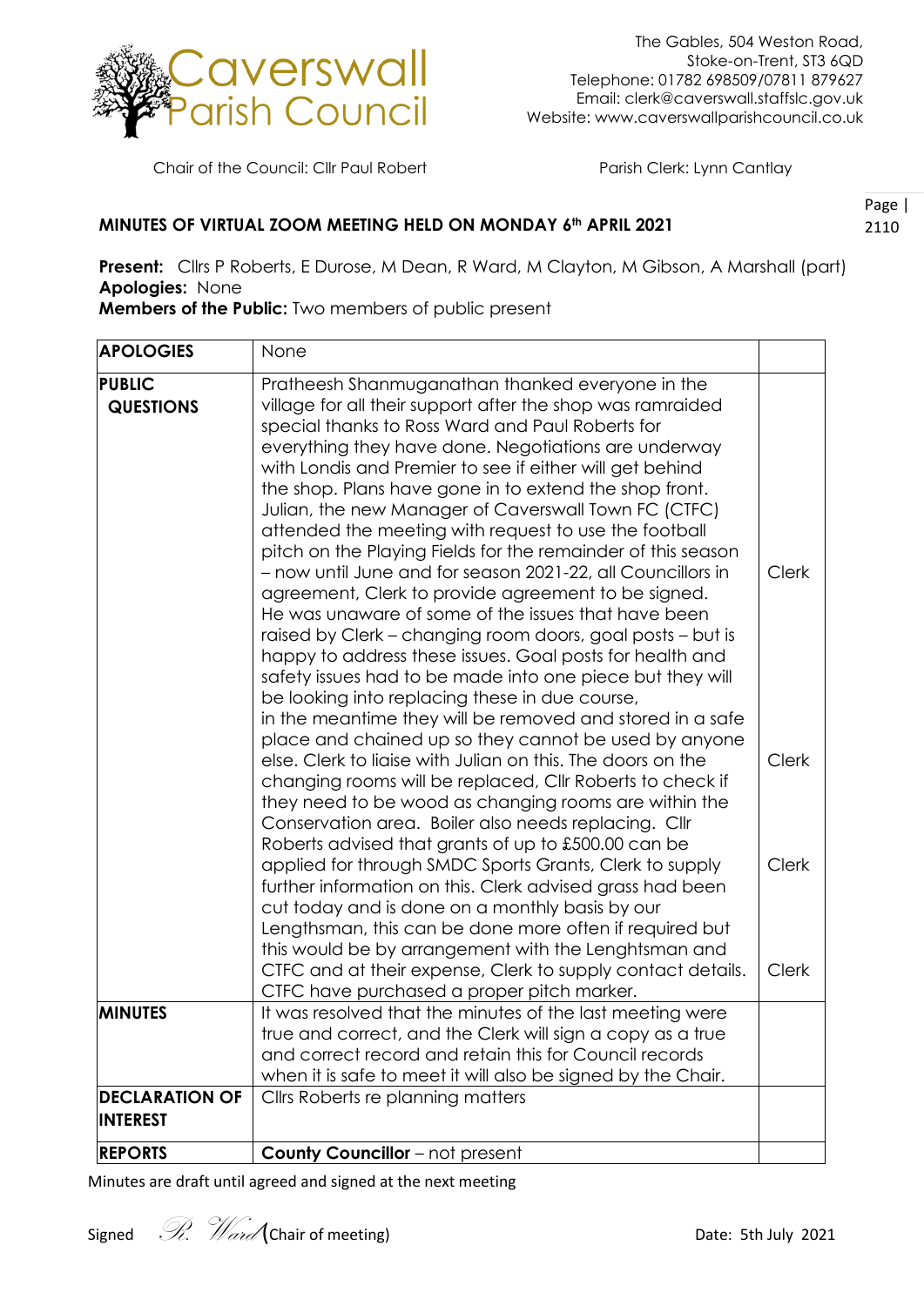**Caverswall Parish Council**

The Gables, 504 Weston Road,
Stoke-on-Trent, ST3 6QD
Telephone: 01782 698509/07811 879627
Email: clerk@caverswall.staffslc.gov.uk
Website: www.caverswallparishcouncil.co.uk

Chair of the Council: Cllr Paul Robert

Parish Clerk: Lynn Cantlay

## MINUTES OF VIRTUAL ZOOM MEETING HELD ON MONDAY 6th APRIL 2021

**Present:** Cllrs P Roberts, E Durose, M Dean, R Ward, M Clayton, M Gibson, A Marshall (part)
**Apologies:** None
**Members of the Public:** Two members of public present

| | | |
|---|---|---|
| **APOLOGIES** | None | |
| **PUBLIC QUESTIONS** | Pratheesh Shanmuganathan thanked everyone in the village for all their support after the shop was ramraided special thanks to Ross Ward and Paul Roberts for everything they have done. Negotiations are underway with Londis and Premier to see if either will get behind the shop. Plans have gone in to extend the shop front. Julian, the new Manager of Caverswall Town FC (CTFC) attended the meeting with request to use the football pitch on the Playing Fields for the remainder of this season – now until June and for season 2021-22, all Councillors in agreement, Clerk to provide agreement to be signed. | Clerk |
| | He was unaware of some of the issues that have been raised by Clerk – changing room doors, goal posts – but is happy to address these issues. Goal posts for health and safety issues had to be made into one piece but they will be looking into replacing these in due course, in the meantime they will be removed and stored in a safe place and chained up so they cannot be used by anyone else. Clerk to liaise with Julian on this. | Clerk |
| | The doors on the changing rooms will be replaced, Cllr Roberts to check if they need to be wood as changing rooms are within the Conservation area. Boiler also needs replacing. Cllr Roberts advised that grants of up to £500.00 can be applied for through SMDC Sports Grants, Clerk to supply further information on this. | Clerk |
| | Clerk advised grass had been cut today and is done on a monthly basis by our Lengthsman, this can be done more often if required but this would be by arrangement with the Lenghtsman and CTFC and at their expense, Clerk to supply contact details. CTFC have purchased a proper pitch marker. | Clerk |
| **MINUTES** | It was resolved that the minutes of the last meeting were true and correct, and the Clerk will sign a copy as a true and correct record and retain this for Council records when it is safe to meet it will also be signed by the Chair. | |
| **DECLARATION OF INTEREST** | Cllrs Roberts re planning matters | |
| **REPORTS** | **County Councillor** – not present | |

Minutes are draft until agreed and signed at the next meeting

Signed *R. Ward* (Chair of meeting) Date: 5th July 2021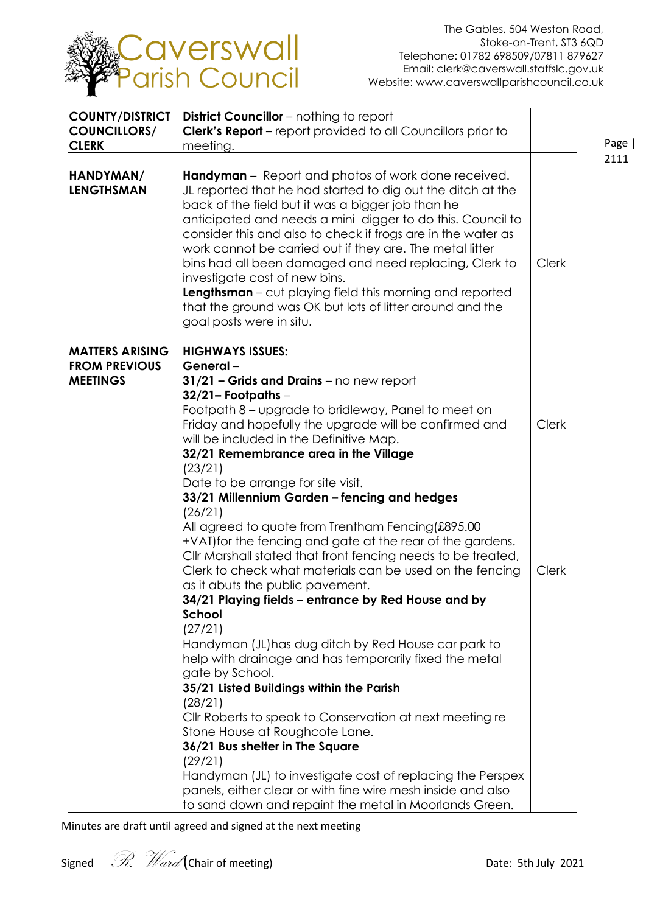Caverswall Parish Council

The Gables, 504 Weston Road,
Stoke-on-Trent, ST3 6QD
Telephone: 01782 698509/07811 879627
Email: clerk@caverswall.staffslc.gov.uk
Website: www.caverswallparishcouncil.co.uk

| | | |
|---|---|---|
| **COUNTY/DISTRICT COUNCILLORS/ CLERK** | **District Councillor** – nothing to report<br>**Clerk's Report** – report provided to all Councillors prior to meeting. | |
| **HANDYMAN/ LENGTHSMAN** | **Handyman** – Report and photos of work done received. JL reported that he had started to dig out the ditch at the back of the field but it was a bigger job than he anticipated and needs a mini digger to do this. Council to consider this and also to check if frogs are in the water as work cannot be carried out if they are. The metal litter bins had all been damaged and need replacing, Clerk to investigate cost of new bins.<br>**Lengthsman** – cut playing field this morning and reported that the ground was OK but lots of litter around and the goal posts were in situ. | Clerk |
| **MATTERS ARISING FROM PREVIOUS MEETINGS** | **HIGHWAYS ISSUES:**<br>**General** –<br>**31/21 – Grids and Drains** – no new report<br>**32/21– Footpaths** –<br>Footpath 8 – upgrade to bridleway, Panel to meet on Friday and hopefully the upgrade will be confirmed and will be included in the Definitive Map.<br>**32/21 Remembrance area in the Village**<br>(23/21)<br>Date to be arrange for site visit.<br>**33/21 Millennium Garden – fencing and hedges**<br>(26/21)<br>All agreed to quote from Trentham Fencing(£895.00 +VAT)for the fencing and gate at the rear of the gardens. Cllr Marshall stated that front fencing needs to be treated, Clerk to check what materials can be used on the fencing as it abuts the public pavement.<br>**34/21 Playing fields – entrance by Red House and by School**<br>(27/21)<br>Handyman (JL)has dug ditch by Red House car park to help with drainage and has temporarily fixed the metal gate by School.<br>**35/21 Listed Buildings within the Parish**<br>(28/21)<br>Cllr Roberts to speak to Conservation at next meeting re Stone House at Roughcote Lane.<br>**36/21 Bus shelter in The Square**<br>(29/21)<br>Handyman (JL) to investigate cost of replacing the Perspex panels, either clear or with fine wire mesh inside and also to sand down and repaint the metal in Moorlands Green. | Clerk<br><br><br><br><br><br>Clerk |

Minutes are draft until agreed and signed at the next meeting

Signed *R. Ward* (Chair of meeting) Date: 5th July 2021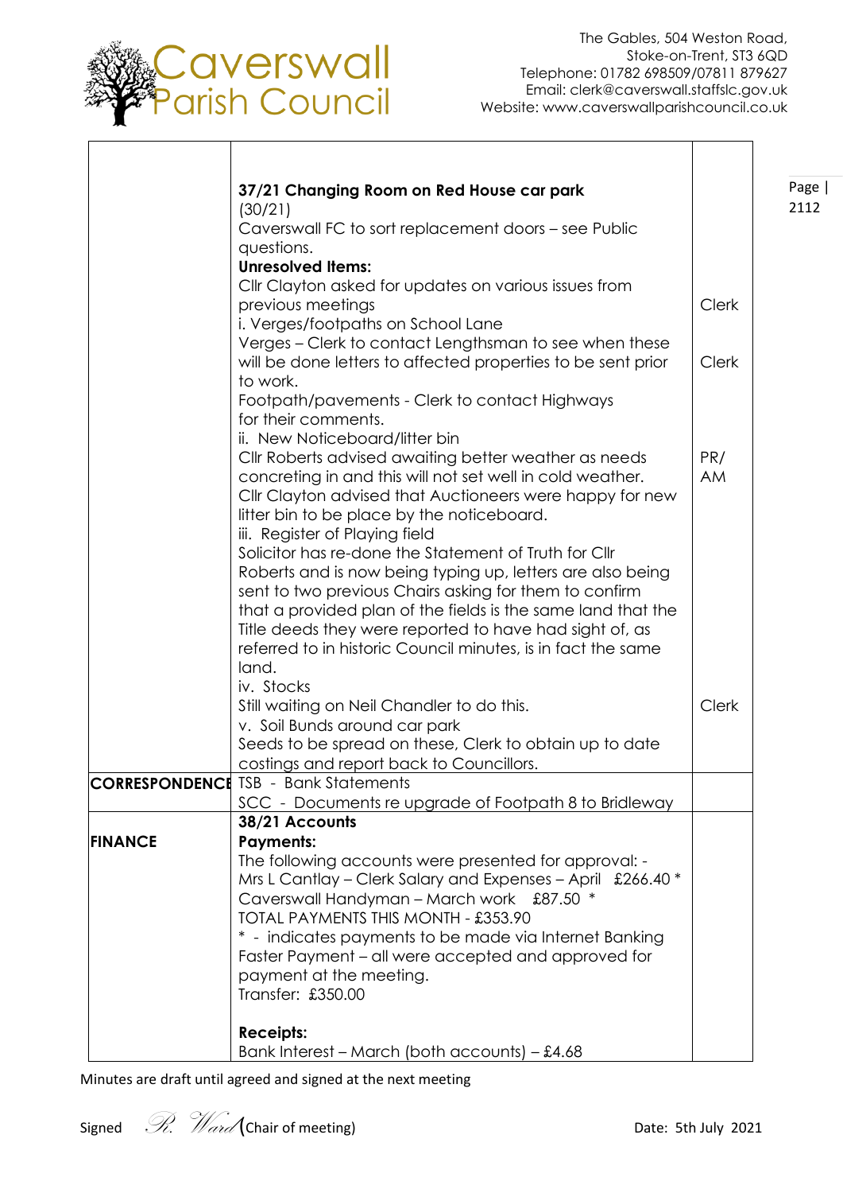Caverswall Parish Council

The Gables, 504 Weston Road,
Stoke-on-Trent, ST3 6QD
Telephone: 01782 698509/07811 879627
Email: clerk@caverswall.staffslc.gov.uk
Website: www.caverswallparishcouncil.co.uk

| | | |
|---|---|---|
| | **37/21 Changing Room on Red House car park**<br>(30/21)<br>Caverswall FC to sort replacement doors – see Public questions.<br>**Unresolved Items:**<br>Cllr Clayton asked for updates on various issues from previous meetings<br>i. Verges/footpaths on School Lane<br>Verges – Clerk to contact Lengthsman to see when these will be done letters to affected properties to be sent prior to work.<br>Footpath/pavements - Clerk to contact Highways for their comments.<br>ii. New Noticeboard/litter bin<br>Cllr Roberts advised awaiting better weather as needs concreting in and this will not set well in cold weather. Cllr Clayton advised that Auctioneers were happy for new litter bin to be place by the noticeboard.<br>iii. Register of Playing field<br>Solicitor has re-done the Statement of Truth for Cllr Roberts and is now being typing up, letters are also being sent to two previous Chairs asking for them to confirm that a provided plan of the fields is the same land that the Title deeds they were reported to have had sight of, as referred to in historic Council minutes, is in fact the same land.<br>iv. Stocks<br>Still waiting on Neil Chandler to do this.<br>v. Soil Bunds around car park<br>Seeds to be spread on these, Clerk to obtain up to date costings and report back to Councillors. | Clerk<br><br>Clerk<br><br>PR/<br>AM<br><br>Clerk |
| **CORRESPONDENCE** | TSB - Bank Statements<br>SCC - Documents re upgrade of Footpath 8 to Bridleway | |
| **FINANCE** | **38/21 Accounts**<br>**Payments:**<br>The following accounts were presented for approval: -<br>Mrs L Cantlay – Clerk Salary and Expenses – April £266.40 *<br>Caverswall Handyman – March work £87.50 *<br>TOTAL PAYMENTS THIS MONTH - £353.90<br>* - indicates payments to be made via Internet Banking Faster Payment – all were accepted and approved for payment at the meeting.<br>Transfer: £350.00<br><br>**Receipts:**<br>Bank Interest – March (both accounts) – £4.68 | |

Minutes are draft until agreed and signed at the next meeting

Signed *R. Ward* (Chair of meeting) Date: 5th July 2021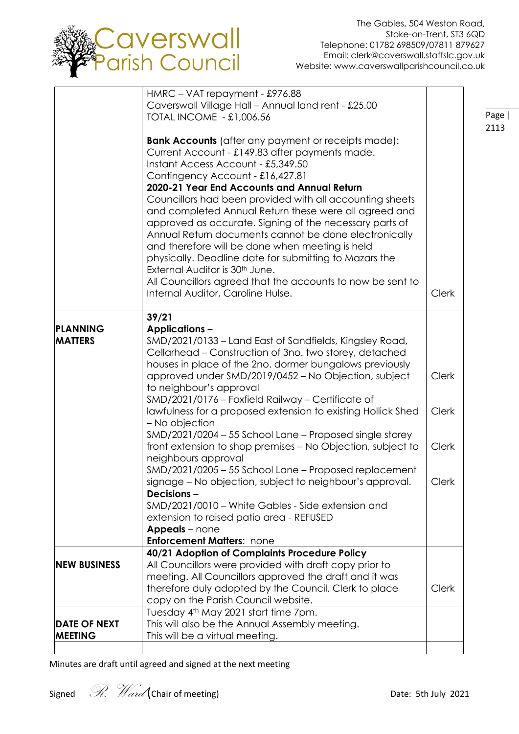# Caverswall Parish Council

The Gables, 504 Weston Road,
Stoke-on-Trent, ST3 6QD
Telephone: 01782 698509/07811 879627
Email: clerk@caverswall.staffslc.gov.uk
Website: www.caverswallparishcouncil.co.uk

| | | |
|---|---|---|
| | HMRC – VAT repayment - £976.88<br>Caverswall Village Hall – Annual land rent - £25.00<br>TOTAL INCOME - £1,006.56<br><br>**Bank Accounts** (after any payment or receipts made):<br>Current Account - £149.83 after payments made.<br>Instant Access Account - £5,349.50<br>Contingency Account - £16,427.81<br>**2020-21 Year End Accounts and Annual Return**<br>Councillors had been provided with all accounting sheets and completed Annual Return these were all agreed and approved as accurate. Signing of the necessary parts of Annual Return documents cannot be done electronically and therefore will be done when meeting is held physically. Deadline date for submitting to Mazars the External Auditor is 30th June.<br>All Councillors agreed that the accounts to now be sent to Internal Auditor, Caroline Hulse. | Clerk |
| **PLANNING MATTERS** | **39/21**<br>**Applications** –<br>SMD/2021/0133 – Land East of Sandfields, Kingsley Road, Cellarhead – Construction of 3no. two storey, detached houses in place of the 2no. dormer bungalows previously approved under SMD/2019/0452 – No Objection, subject to neighbour's approval<br>SMD/2021/0176 – Foxfield Railway – Certificate of lawfulness for a proposed extension to existing Hollick Shed – No objection<br>SMD/2021/0204 – 55 School Lane – Proposed single storey front extension to shop premises – No Objection, subject to neighbours approval<br>SMD/2021/0205 – 55 School Lane – Proposed replacement signage – No objection, subject to neighbour's approval.<br>**Decisions –**<br>SMD/2021/0010 – White Gables - Side extension and extension to raised patio area - REFUSED<br>**Appeals** – none<br>**Enforcement Matters**: none | Clerk<br>Clerk<br>Clerk<br>Clerk |
| **NEW BUSINESS** | **40/21 Adoption of Complaints Procedure Policy**<br>All Councillors were provided with draft copy prior to meeting. All Councillors approved the draft and it was therefore duly adopted by the Council. Clerk to place copy on the Parish Council website. | Clerk |
| **DATE OF NEXT MEETING** | Tuesday 4th May 2021 start time 7pm.<br>This will also be the Annual Assembly meeting.<br>This will be a virtual meeting. | |
| | | |

Minutes are draft until agreed and signed at the next meeting

Signed *R. Ward* (Chair of meeting) Date: 5th July 2021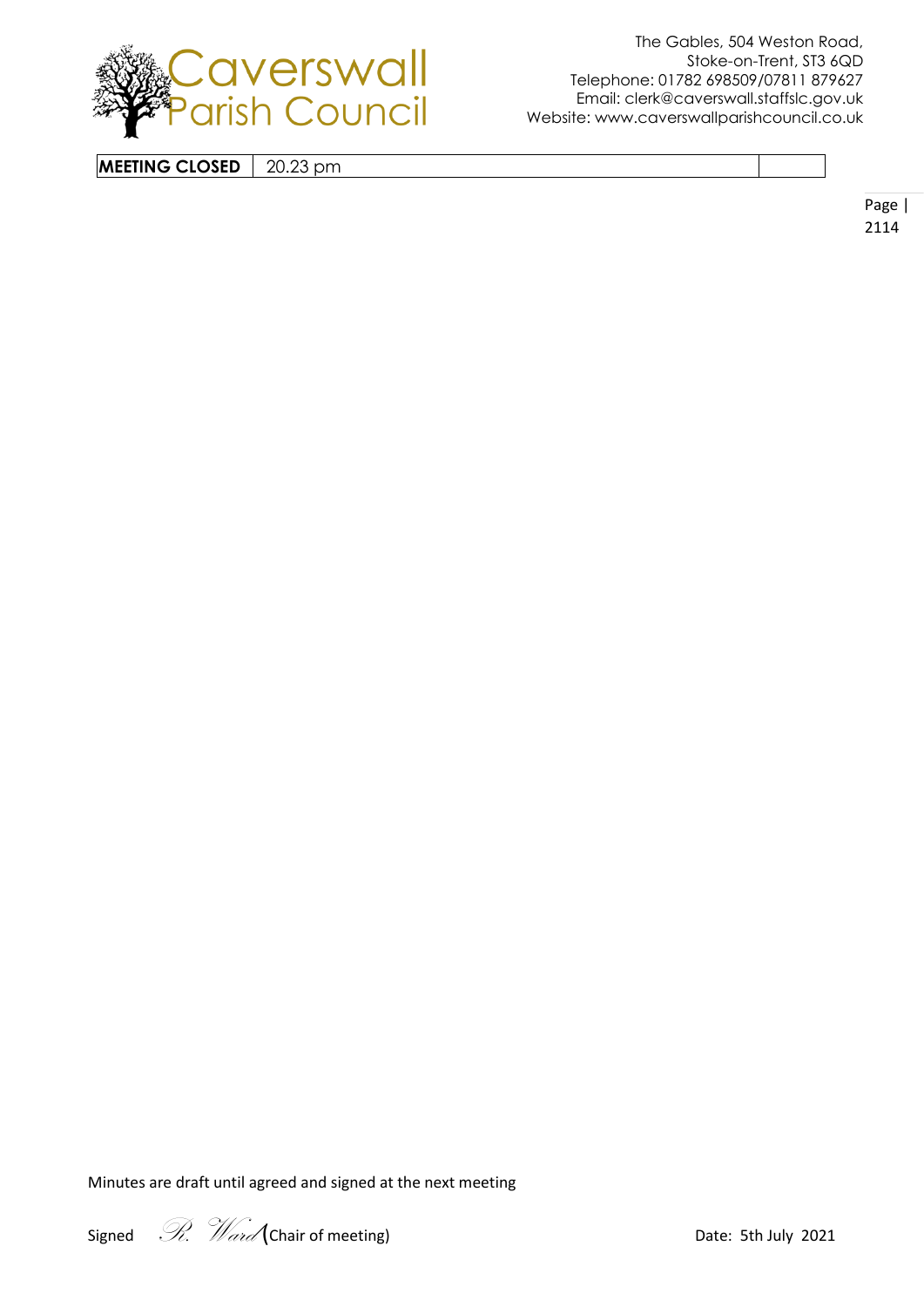| | | | |
|---|---|---|---|
| **MEETING CLOSED** | 20.23 pm | | |

Minutes are draft until agreed and signed at the next meeting

Signed R. Ward (Chair of meeting) Date: 5th July 2021